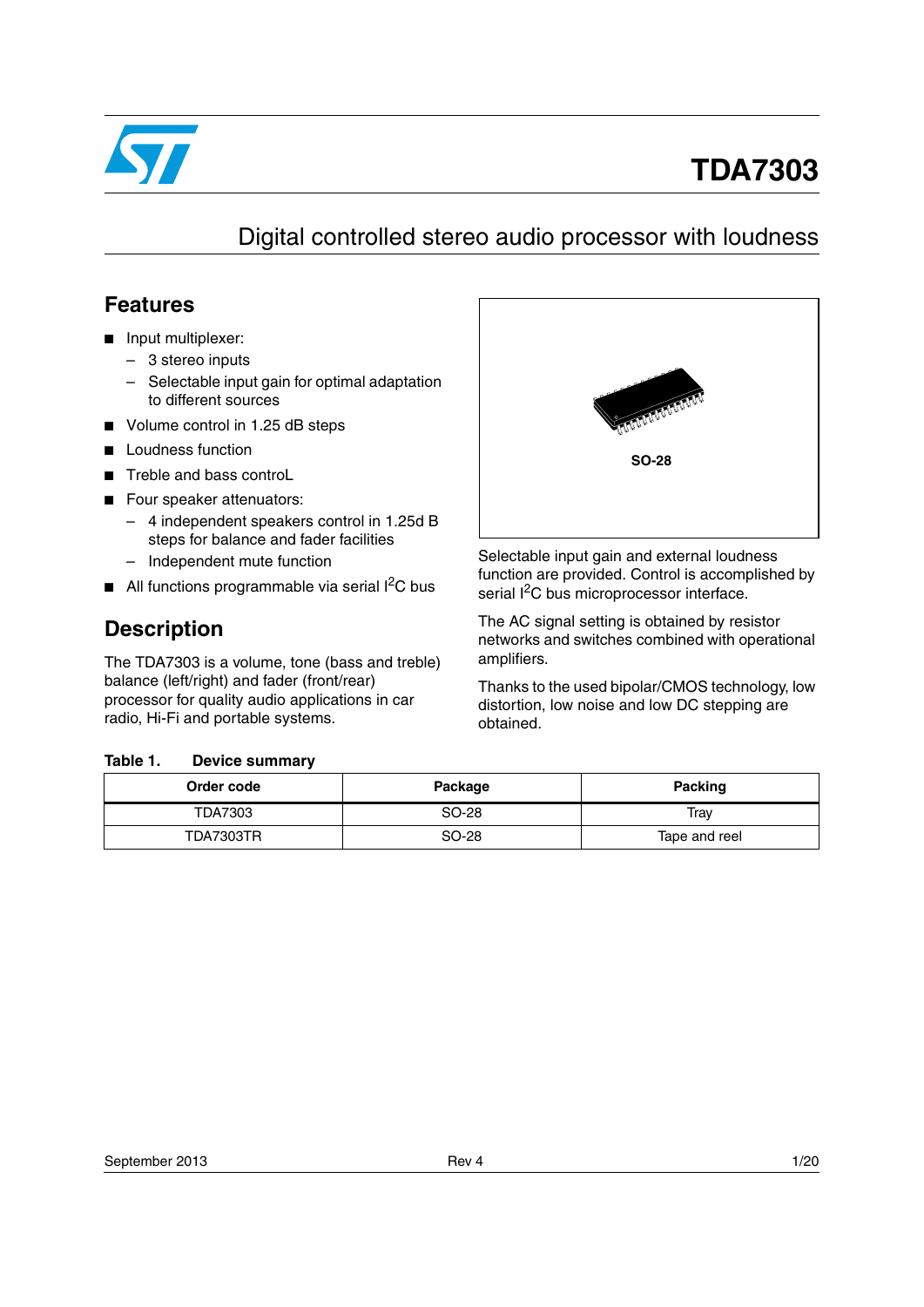# TDA7303

## Digital controlled stereo audio processor with loudness

## Features

- Input multiplexer:
  - 3 stereo inputs
  - Selectable input gain for optimal adaptation to different sources
- Volume control in 1.25 dB steps
- Loudness function
- Treble and bass controL
- Four speaker attenuators:
  - 4 independent speakers control in 1.25d B steps for balance and fader facilities
  - Independent mute function
- All functions programmable via serial I$^2$C bus

SO-28

## Description

The TDA7303 is a volume, tone (bass and treble) balance (left/right) and fader (front/rear) processor for quality audio applications in car radio, Hi-Fi and portable systems.

Selectable input gain and external loudness function are provided. Control is accomplished by serial I$^2$C bus microprocessor interface.

The AC signal setting is obtained by resistor networks and switches combined with operational amplifiers.

Thanks to the used bipolar/CMOS technology, low distortion, low noise and low DC stepping are obtained.

**Table 1. Device summary**

| Order code | Package | Packing |
|---|---|---|
| TDA7303 | SO-28 | Tray |
| TDA7303TR | SO-28 | Tape and reel |

September 2013 Rev 4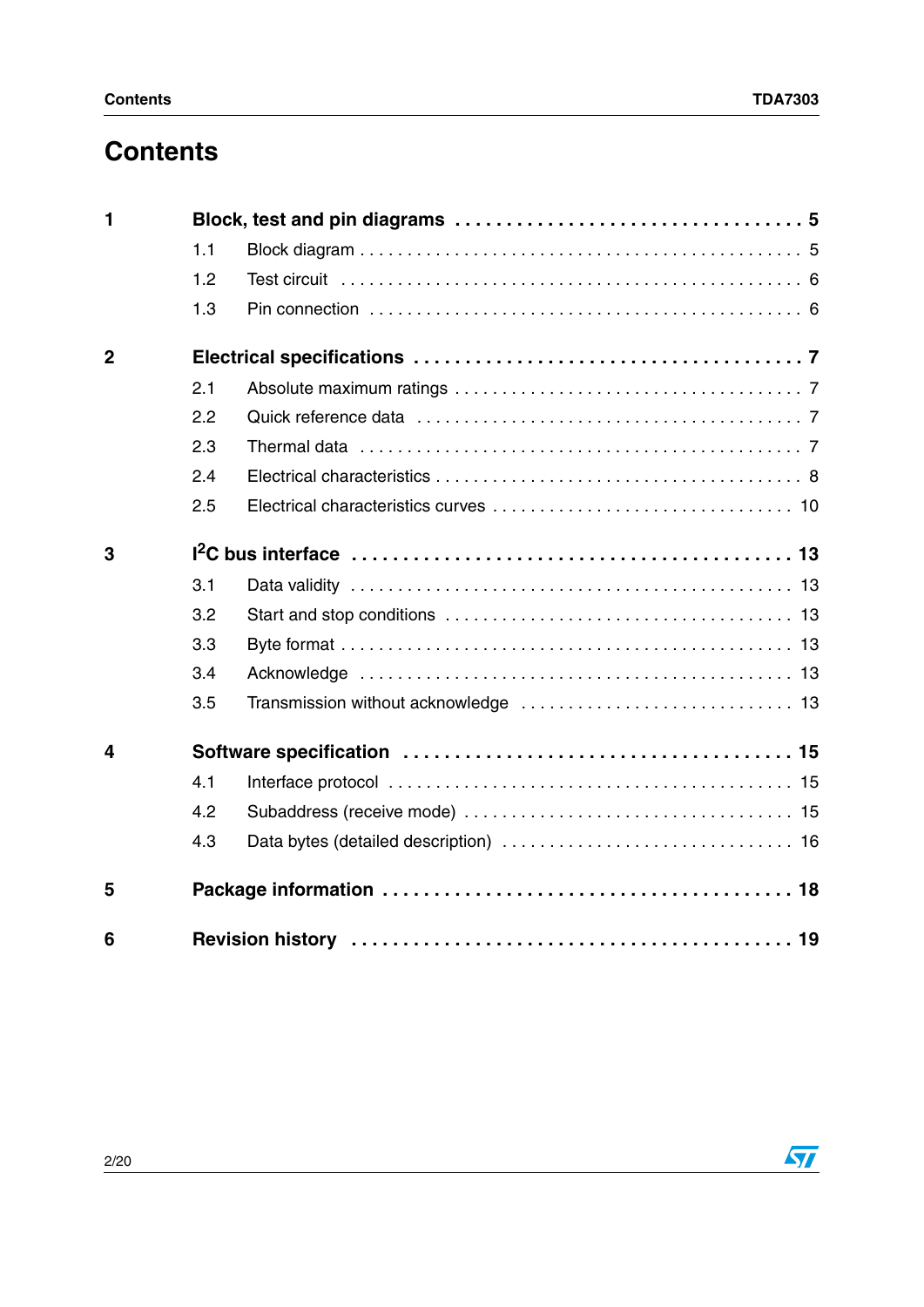# Contents

**1 Block, test and pin diagrams . . . . . . . . . . . . . . . . . . . . . . . . . . . . . . . . . 5**

1.1 Block diagram . . . . . . . . . . . . . . . . . . . . . . . . . . . . . . . . . . . . . . . . . . . 5

1.2 Test circuit . . . . . . . . . . . . . . . . . . . . . . . . . . . . . . . . . . . . . . . . . . . . . 6

1.3 Pin connection . . . . . . . . . . . . . . . . . . . . . . . . . . . . . . . . . . . . . . . . . . 6

**2 Electrical specifications . . . . . . . . . . . . . . . . . . . . . . . . . . . . . . . . . . . . 7**

2.1 Absolute maximum ratings . . . . . . . . . . . . . . . . . . . . . . . . . . . . . . . . . . 7

2.2 Quick reference data . . . . . . . . . . . . . . . . . . . . . . . . . . . . . . . . . . . . . . 7

2.3 Thermal data . . . . . . . . . . . . . . . . . . . . . . . . . . . . . . . . . . . . . . . . . . . . 7

2.4 Electrical characteristics . . . . . . . . . . . . . . . . . . . . . . . . . . . . . . . . . . . . 8

2.5 Electrical characteristics curves . . . . . . . . . . . . . . . . . . . . . . . . . . . . . . 10

**3 I²C bus interface . . . . . . . . . . . . . . . . . . . . . . . . . . . . . . . . . . . . . . . . 13**

3.1 Data validity . . . . . . . . . . . . . . . . . . . . . . . . . . . . . . . . . . . . . . . . . . . 13

3.2 Start and stop conditions . . . . . . . . . . . . . . . . . . . . . . . . . . . . . . . . . . 13

3.3 Byte format . . . . . . . . . . . . . . . . . . . . . . . . . . . . . . . . . . . . . . . . . . . . 13

3.4 Acknowledge . . . . . . . . . . . . . . . . . . . . . . . . . . . . . . . . . . . . . . . . . . . 13

3.5 Transmission without acknowledge . . . . . . . . . . . . . . . . . . . . . . . . . . . 13

**4 Software specification . . . . . . . . . . . . . . . . . . . . . . . . . . . . . . . . . . . . 15**

4.1 Interface protocol . . . . . . . . . . . . . . . . . . . . . . . . . . . . . . . . . . . . . . . . 15

4.2 Subaddress (receive mode) . . . . . . . . . . . . . . . . . . . . . . . . . . . . . . . . . 15

4.3 Data bytes (detailed description) . . . . . . . . . . . . . . . . . . . . . . . . . . . . . 16

**5 Package information . . . . . . . . . . . . . . . . . . . . . . . . . . . . . . . . . . . . . . 18**

**6 Revision history . . . . . . . . . . . . . . . . . . . . . . . . . . . . . . . . . . . . . . . . . 19**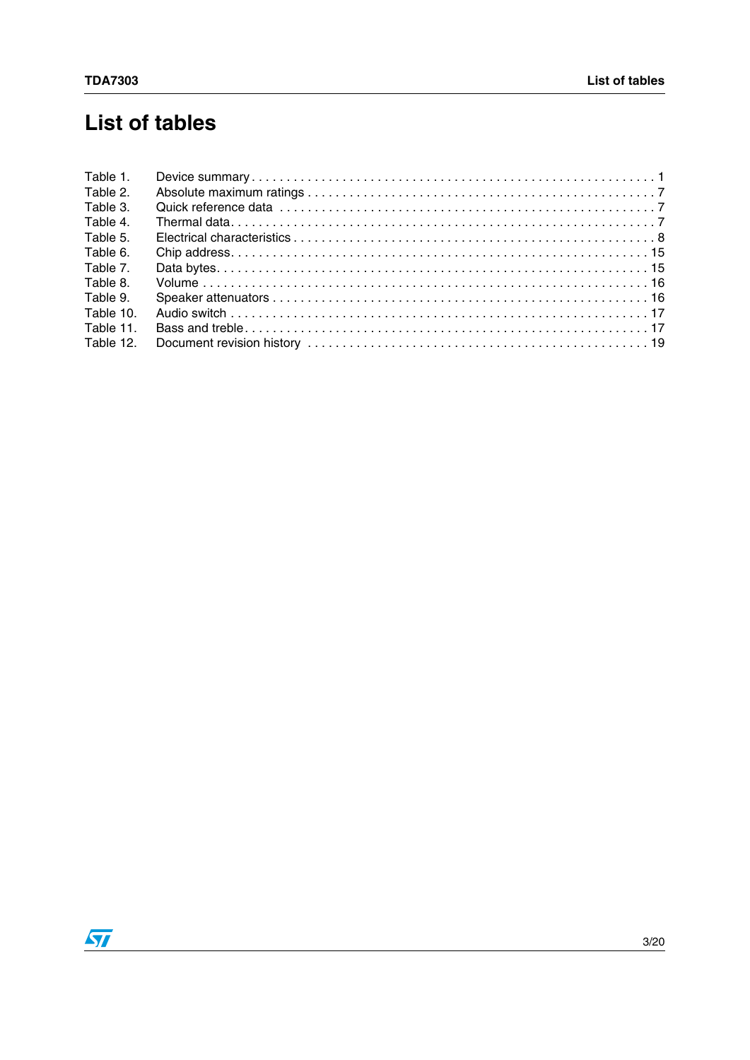# List of tables

Table 1. Device summary . . . . . . . . . . . . . . . . . . . . . . . . . . . . . . . . . . . . . . . . . . . . . . . . . . . . . . . . . 1
Table 2. Absolute maximum ratings . . . . . . . . . . . . . . . . . . . . . . . . . . . . . . . . . . . . . . . . . . . . . . . . . 7
Table 3. Quick reference data . . . . . . . . . . . . . . . . . . . . . . . . . . . . . . . . . . . . . . . . . . . . . . . . . . . . 7
Table 4. Thermal data. . . . . . . . . . . . . . . . . . . . . . . . . . . . . . . . . . . . . . . . . . . . . . . . . . . . . . . . . . 7
Table 5. Electrical characteristics . . . . . . . . . . . . . . . . . . . . . . . . . . . . . . . . . . . . . . . . . . . . . . . . . . 8
Table 6. Chip address. . . . . . . . . . . . . . . . . . . . . . . . . . . . . . . . . . . . . . . . . . . . . . . . . . . . . . . . . . 15
Table 7. Data bytes. . . . . . . . . . . . . . . . . . . . . . . . . . . . . . . . . . . . . . . . . . . . . . . . . . . . . . . . . . . . 15
Table 8. Volume . . . . . . . . . . . . . . . . . . . . . . . . . . . . . . . . . . . . . . . . . . . . . . . . . . . . . . . . . . . . . . 16
Table 9. Speaker attenuators . . . . . . . . . . . . . . . . . . . . . . . . . . . . . . . . . . . . . . . . . . . . . . . . . . . . . 16
Table 10. Audio switch . . . . . . . . . . . . . . . . . . . . . . . . . . . . . . . . . . . . . . . . . . . . . . . . . . . . . . . . . . 17
Table 11. Bass and treble. . . . . . . . . . . . . . . . . . . . . . . . . . . . . . . . . . . . . . . . . . . . . . . . . . . . . . . . 17
Table 12. Document revision history . . . . . . . . . . . . . . . . . . . . . . . . . . . . . . . . . . . . . . . . . . . . . . . 19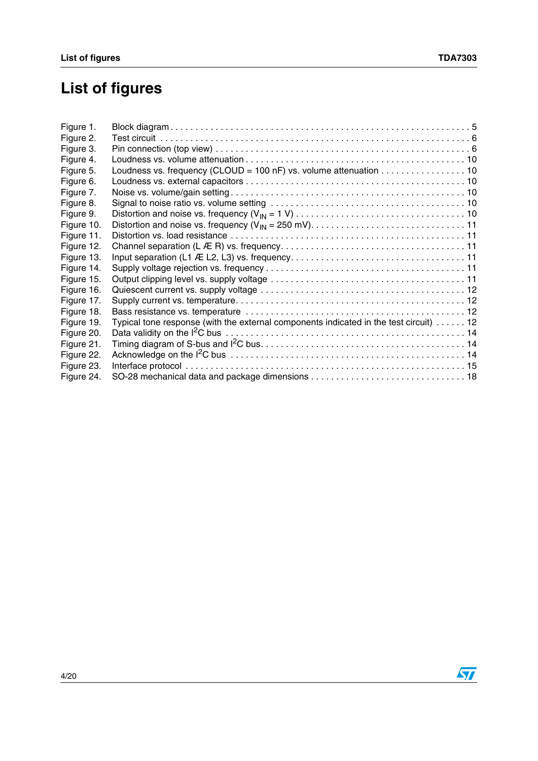# List of figures

Figure 1. Block diagram . . . . . . . . . . . . . . . . . . . . . . . . . . . . . . . . . . . . . . . . . . . . . . . . . . . . . . . . . . . 5
Figure 2. Test circuit . . . . . . . . . . . . . . . . . . . . . . . . . . . . . . . . . . . . . . . . . . . . . . . . . . . . . . . . . . . . 6
Figure 3. Pin connection (top view) . . . . . . . . . . . . . . . . . . . . . . . . . . . . . . . . . . . . . . . . . . . . . . . . . 6
Figure 4. Loudness vs. volume attenuation . . . . . . . . . . . . . . . . . . . . . . . . . . . . . . . . . . . . . . . . . . . . 10
Figure 5. Loudness vs. frequency (CLOUD = 100 nF) vs. volume attenuation . . . . . . . . . . . . . . . . . 10
Figure 6. Loudness vs. external capacitors . . . . . . . . . . . . . . . . . . . . . . . . . . . . . . . . . . . . . . . . . . . . 10
Figure 7. Noise vs. volume/gain setting . . . . . . . . . . . . . . . . . . . . . . . . . . . . . . . . . . . . . . . . . . . . . . 10
Figure 8. Signal to noise ratio vs. volume setting . . . . . . . . . . . . . . . . . . . . . . . . . . . . . . . . . . . . . . . 10
Figure 9. Distortion and noise vs. frequency ($V_{IN}$ = 1 V) . . . . . . . . . . . . . . . . . . . . . . . . . . . . . . . . . 10
Figure 10. Distortion and noise vs. frequency ($V_{IN}$ = 250 mV) . . . . . . . . . . . . . . . . . . . . . . . . . . . . . . 11
Figure 11. Distortion vs. load resistance . . . . . . . . . . . . . . . . . . . . . . . . . . . . . . . . . . . . . . . . . . . . . . 11
Figure 12. Channel separation (L Æ R) vs. frequency . . . . . . . . . . . . . . . . . . . . . . . . . . . . . . . . . . . . 11
Figure 13. Input separation (L1 Æ L2, L3) vs. frequency . . . . . . . . . . . . . . . . . . . . . . . . . . . . . . . . . . 11
Figure 14. Supply voltage rejection vs. frequency . . . . . . . . . . . . . . . . . . . . . . . . . . . . . . . . . . . . . . . 11
Figure 15. Output clipping level vs. supply voltage . . . . . . . . . . . . . . . . . . . . . . . . . . . . . . . . . . . . . . 11
Figure 16. Quiescent current vs. supply voltage . . . . . . . . . . . . . . . . . . . . . . . . . . . . . . . . . . . . . . . . 12
Figure 17. Supply current vs. temperature . . . . . . . . . . . . . . . . . . . . . . . . . . . . . . . . . . . . . . . . . . . . 12
Figure 18. Bass resistance vs. temperature . . . . . . . . . . . . . . . . . . . . . . . . . . . . . . . . . . . . . . . . . . . 12
Figure 19. Typical tone response (with the external components indicated in the test circuit) . . . . . . 12
Figure 20. Data validity on the $I^2C$ bus . . . . . . . . . . . . . . . . . . . . . . . . . . . . . . . . . . . . . . . . . . . . . . 14
Figure 21. Timing diagram of S-bus and $I^2C$ bus . . . . . . . . . . . . . . . . . . . . . . . . . . . . . . . . . . . . . . . 14
Figure 22. Acknowledge on the $I^2C$ bus . . . . . . . . . . . . . . . . . . . . . . . . . . . . . . . . . . . . . . . . . . . . . 14
Figure 23. Interface protocol . . . . . . . . . . . . . . . . . . . . . . . . . . . . . . . . . . . . . . . . . . . . . . . . . . . . . . 15
Figure 24. SO-28 mechanical data and package dimensions . . . . . . . . . . . . . . . . . . . . . . . . . . . . . . . 18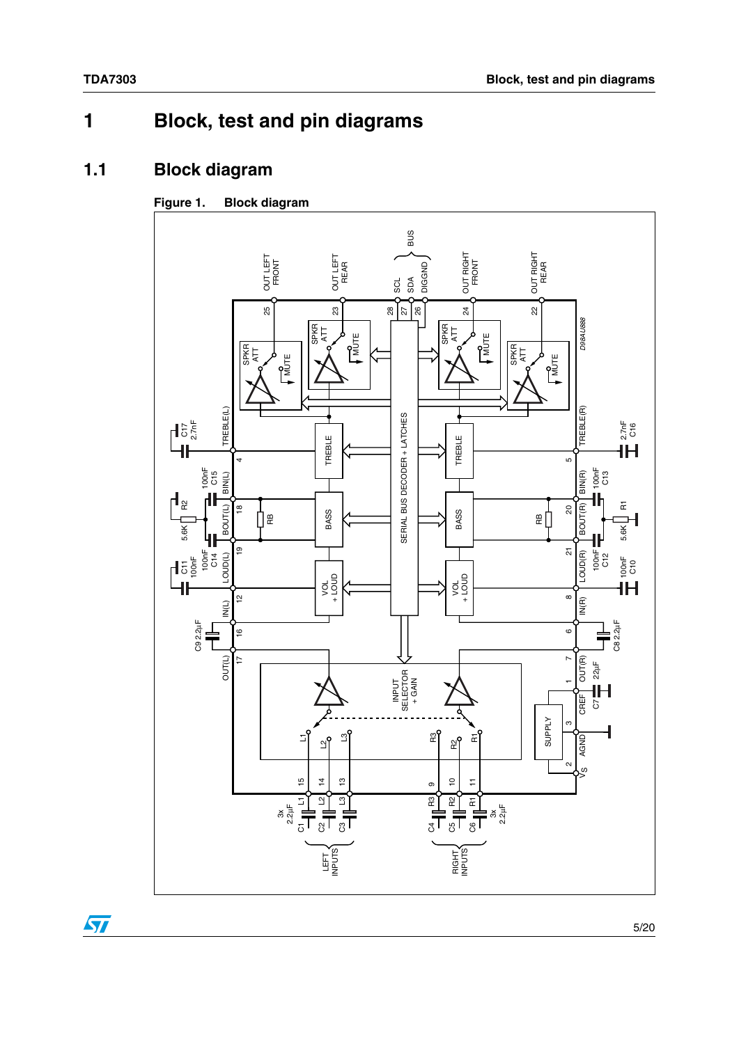# 1 Block, test and pin diagrams

## 1.1 Block diagram

**Figure 1. Block diagram**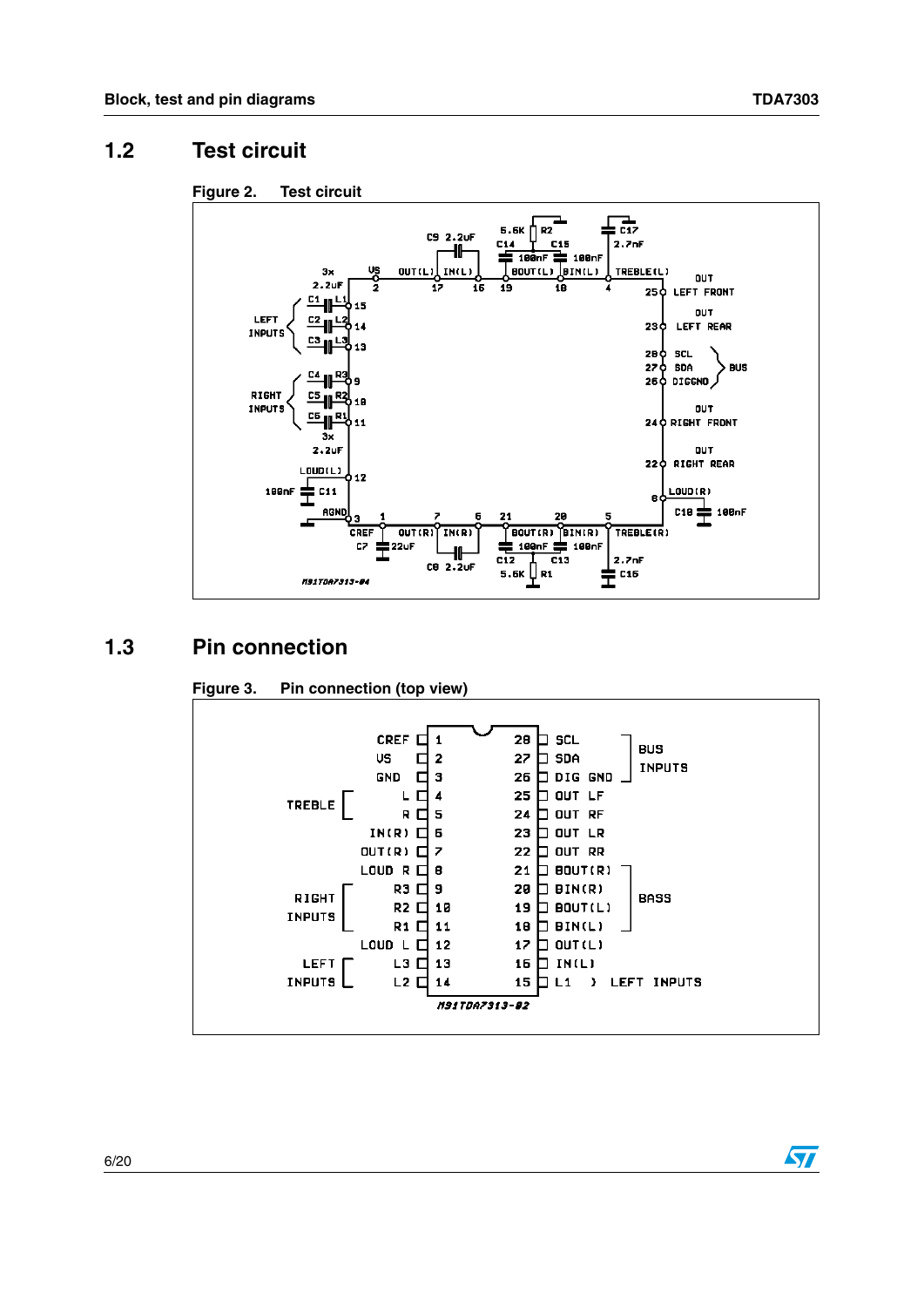## 1.2 Test circuit

**Figure 2. Test circuit**

## 1.3 Pin connection

**Figure 3. Pin connection (top view)**

| Function | Name | Pin | Pin | Name | Function |
|---|---|---|---|---|---|
| | CREF | 1 | 28 | SCL | BUS INPUTS |
| | VS | 2 | 27 | SDA | BUS INPUTS |
| | GND | 3 | 26 | DIG GND | BUS INPUTS |
| TREBLE | L | 4 | 25 | OUT LF | |
| TREBLE | R | 5 | 24 | OUT RF | |
| | IN(R) | 6 | 23 | OUT LR | |
| | OUT(R) | 7 | 22 | OUT RR | |
| | LOUD R | 8 | 21 | BOUT(R) | BASS |
| RIGHT INPUTS | R3 | 9 | 20 | BIN(R) | BASS |
| RIGHT INPUTS | R2 | 10 | 19 | BOUT(L) | BASS |
| RIGHT INPUTS | R1 | 11 | 18 | BIN(L) | BASS |
| | LOUD L | 12 | 17 | OUT(L) | |
| LEFT INPUTS | L3 | 13 | 16 | IN(L) | |
| LEFT INPUTS | L2 | 14 | 15 | L1 | LEFT INPUTS |

M91TDA7313-02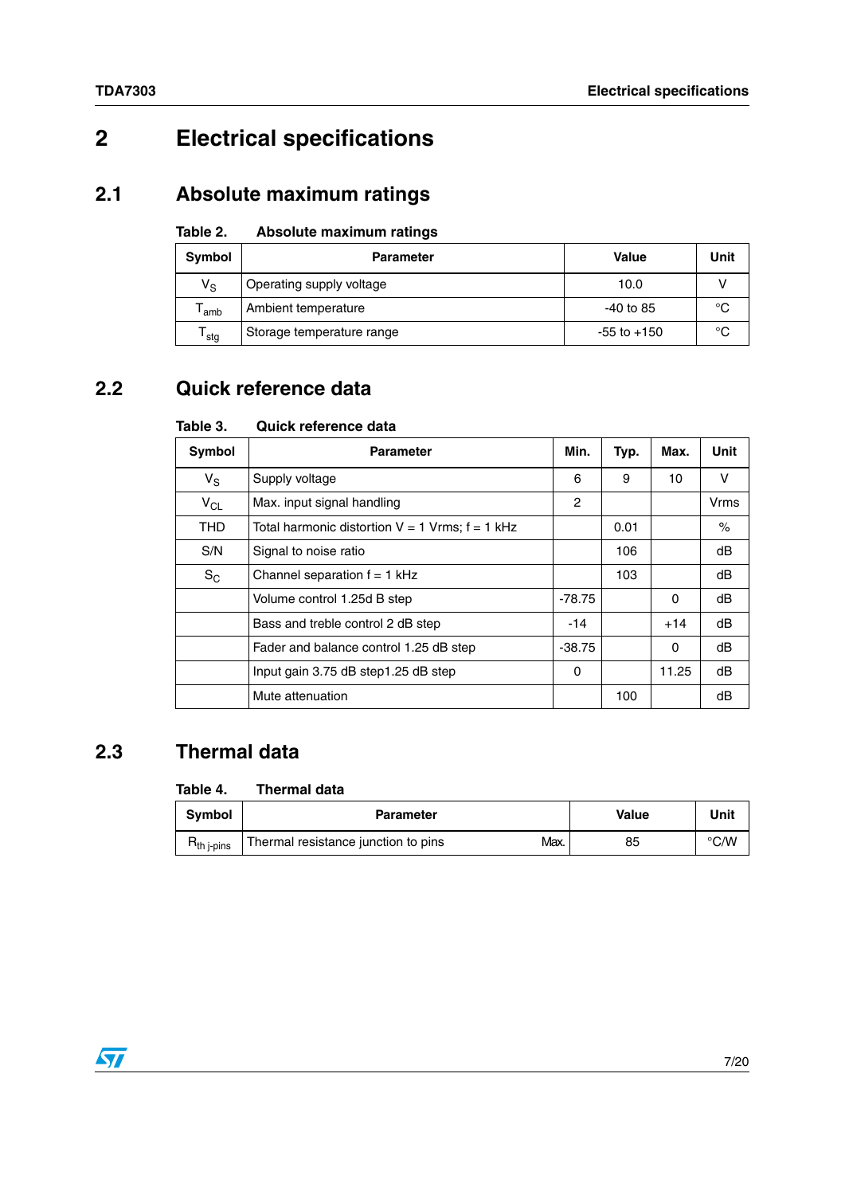# 2 Electrical specifications

## 2.1 Absolute maximum ratings

**Table 2. Absolute maximum ratings**

| Symbol | Parameter | Value | Unit |
|---|---|---|---|
| $V_S$ | Operating supply voltage | 10.0 | V |
| $T_{amb}$ | Ambient temperature | -40 to 85 | °C |
| $T_{stg}$ | Storage temperature range | -55 to +150 | °C |

## 2.2 Quick reference data

**Table 3. Quick reference data**

| Symbol | Parameter | Min. | Typ. | Max. | Unit |
|---|---|---|---|---|---|
| $V_S$ | Supply voltage | 6 | 9 | 10 | V |
| $V_{CL}$ | Max. input signal handling | 2 | | | Vrms |
| THD | Total harmonic distortion V = 1 Vrms; f = 1 kHz | | 0.01 | | % |
| S/N | Signal to noise ratio | | 106 | | dB |
| $S_C$ | Channel separation f = 1 kHz | | 103 | | dB |
| | Volume control 1.25d B step | -78.75 | | 0 | dB |
| | Bass and treble control 2 dB step | -14 | | +14 | dB |
| | Fader and balance control 1.25 dB step | -38.75 | | 0 | dB |
| | Input gain 3.75 dB step1.25 dB step | 0 | | 11.25 | dB |
| | Mute attenuation | | 100 | | dB |

## 2.3 Thermal data

**Table 4. Thermal data**

| Symbol | Parameter | | Value | Unit |
|---|---|---|---|---|
| $R_{th\ j\text{-}pins}$ | Thermal resistance junction to pins | Max. | 85 | °C/W |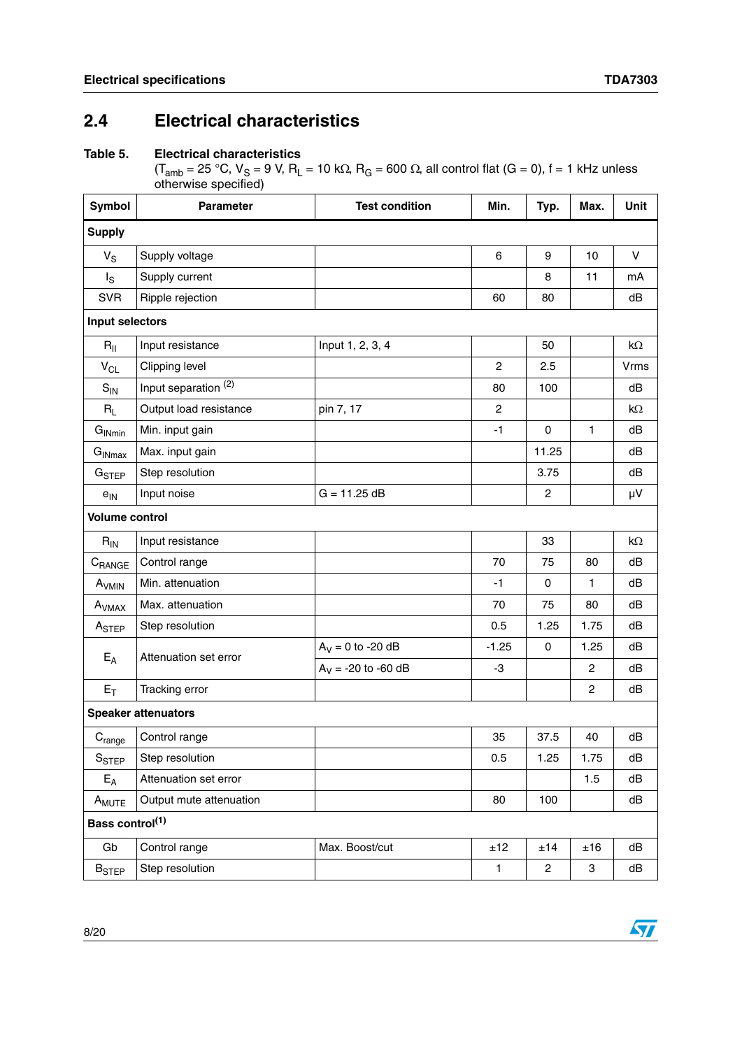## 2.4 Electrical characteristics

**Table 5. Electrical characteristics**

($T_{amb}$ = 25 °C, $V_S$ = 9 V, $R_L$ = 10 kΩ, $R_G$ = 600 Ω, all control flat (G = 0), f = 1 kHz unless otherwise specified)

| Symbol | Parameter | Test condition | Min. | Typ. | Max. | Unit |
|---|---|---|---|---|---|---|
| **Supply** | | | | | | |
| $V_S$ | Supply voltage | | 6 | 9 | 10 | V |
| $I_S$ | Supply current | | | 8 | 11 | mA |
| SVR | Ripple rejection | | 60 | 80 | | dB |
| **Input selectors** | | | | | | |
| $R_{II}$ | Input resistance | Input 1, 2, 3, 4 | | 50 | | kΩ |
| $V_{CL}$ | Clipping level | | 2 | 2.5 | | Vrms |
| $S_{IN}$ | Input separation (2) | | 80 | 100 | | dB |
| $R_L$ | Output load resistance | pin 7, 17 | 2 | | | kΩ |
| $G_{INmin}$ | Min. input gain | | -1 | 0 | 1 | dB |
| $G_{INmax}$ | Max. input gain | | | 11.25 | | dB |
| $G_{STEP}$ | Step resolution | | | 3.75 | | dB |
| $e_{IN}$ | Input noise | G = 11.25 dB | | 2 | | µV |
| **Volume control** | | | | | | |
| $R_{IN}$ | Input resistance | | | 33 | | kΩ |
| $C_{RANGE}$ | Control range | | 70 | 75 | 80 | dB |
| $A_{VMIN}$ | Min. attenuation | | -1 | 0 | 1 | dB |
| $A_{VMAX}$ | Max. attenuation | | 70 | 75 | 80 | dB |
| $A_{STEP}$ | Step resolution | | 0.5 | 1.25 | 1.75 | dB |
| $E_A$ | Attenuation set error | $A_V$ = 0 to -20 dB | -1.25 | 0 | 1.25 | dB |
| | | $A_V$ = -20 to -60 dB | -3 | | 2 | dB |
| $E_T$ | Tracking error | | | | 2 | dB |
| **Speaker attenuators** | | | | | | |
| $C_{range}$ | Control range | | 35 | 37.5 | 40 | dB |
| $S_{STEP}$ | Step resolution | | 0.5 | 1.25 | 1.75 | dB |
| $E_A$ | Attenuation set error | | | | 1.5 | dB |
| $A_{MUTE}$ | Output mute attenuation | | 80 | 100 | | dB |
| **Bass control(1)** | | | | | | |
| Gb | Control range | Max. Boost/cut | ±12 | ±14 | ±16 | dB |
| $B_{STEP}$ | Step resolution | | 1 | 2 | 3 | dB |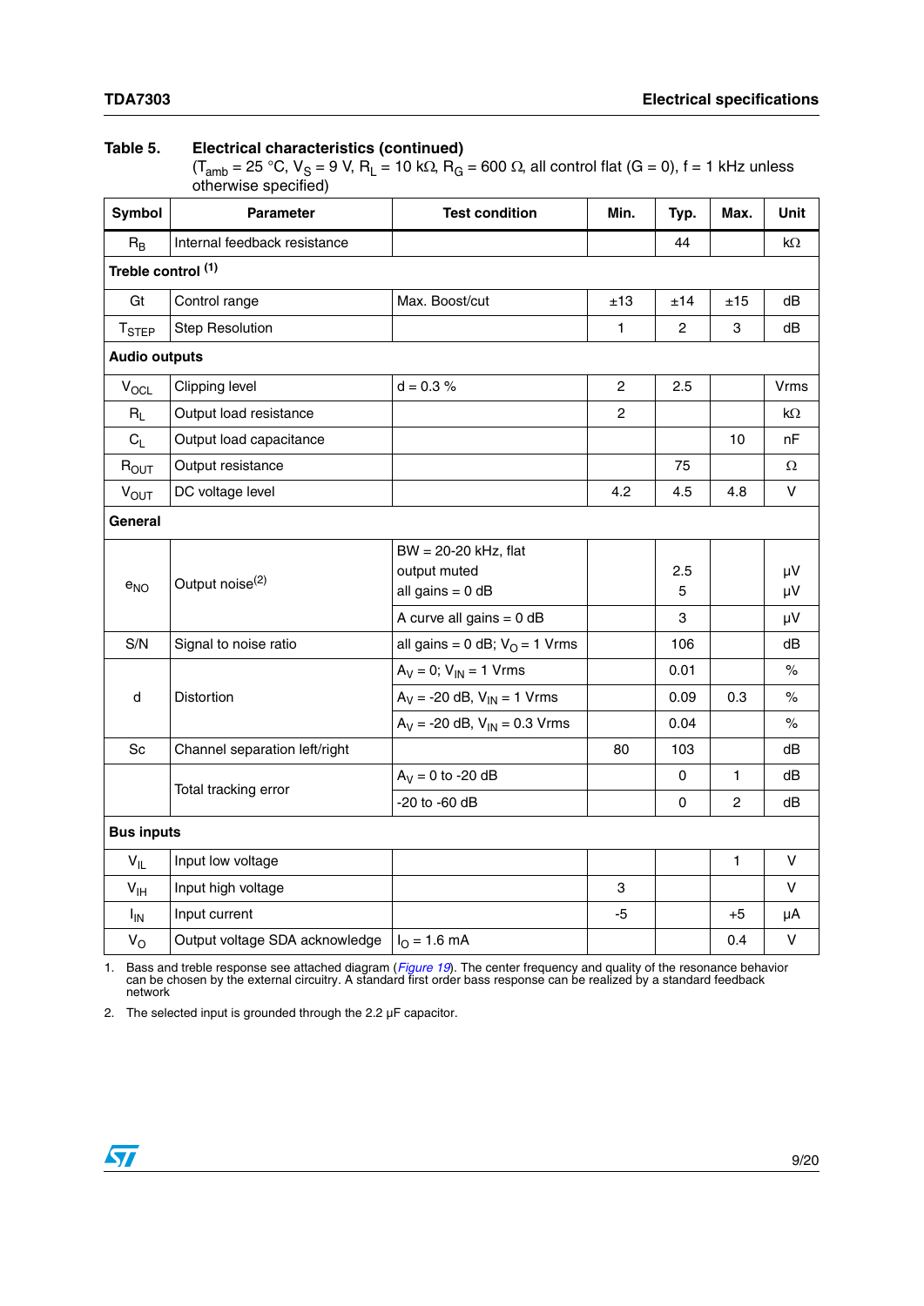**Table 5. Electrical characteristics (continued)**
($T_{amb}$ = 25 °C, $V_S$ = 9 V, $R_L$ = 10 kΩ, $R_G$ = 600 Ω, all control flat (G = 0), f = 1 kHz unless otherwise specified)

| Symbol | Parameter | Test condition | Min. | Typ. | Max. | Unit |
|---|---|---|---|---|---|---|
| $R_B$ | Internal feedback resistance | | | 44 | | kΩ |
| **Treble control** [1] | | | | | | |
| Gt | Control range | Max. Boost/cut | ±13 | ±14 | ±15 | dB |
| $T_{STEP}$ | Step Resolution | | 1 | 2 | 3 | dB |
| **Audio outputs** | | | | | | |
| $V_{OCL}$ | Clipping level | d = 0.3 % | 2 | 2.5 | | Vrms |
| $R_L$ | Output load resistance | | 2 | | | kΩ |
| $C_L$ | Output load capacitance | | | | 10 | nF |
| $R_{OUT}$ | Output resistance | | | 75 | | Ω |
| $V_{OUT}$ | DC voltage level | | 4.2 | 4.5 | 4.8 | V |
| **General** | | | | | | |
| $e_{NO}$ | Output noise[2] | BW = 20-20 kHz, flat<br>output muted<br>all gains = 0 dB | | 2.5<br>5 | | µV<br>µV |
| | | A curve all gains = 0 dB | | 3 | | µV |
| S/N | Signal to noise ratio | all gains = 0 dB; $V_O$ = 1 Vrms | | 106 | | dB |
| d | Distortion | $A_V$ = 0; $V_{IN}$ = 1 Vrms | | 0.01 | | % |
| | | $A_V$ = -20 dB, $V_{IN}$ = 1 Vrms | | 0.09 | 0.3 | % |
| | | $A_V$ = -20 dB, $V_{IN}$ = 0.3 Vrms | | 0.04 | | % |
| Sc | Channel separation left/right | | 80 | 103 | | dB |
| | Total tracking error | $A_V$ = 0 to -20 dB | | 0 | 1 | dB |
| | | -20 to -60 dB | | 0 | 2 | dB |
| **Bus inputs** | | | | | | |
| $V_{IL}$ | Input low voltage | | | | 1 | V |
| $V_{IH}$ | Input high voltage | | 3 | | | V |
| $I_{IN}$ | Input current | | -5 | | +5 | µA |
| $V_O$ | Output voltage SDA acknowledge | $I_O$ = 1.6 mA | | | 0.4 | V |

1. Bass and treble response see attached diagram (*Figure 19*). The center frequency and quality of the resonance behavior can be chosen by the external circuitry. A standard first order bass response can be realized by a standard feedback network

2. The selected input is grounded through the 2.2 µF capacitor.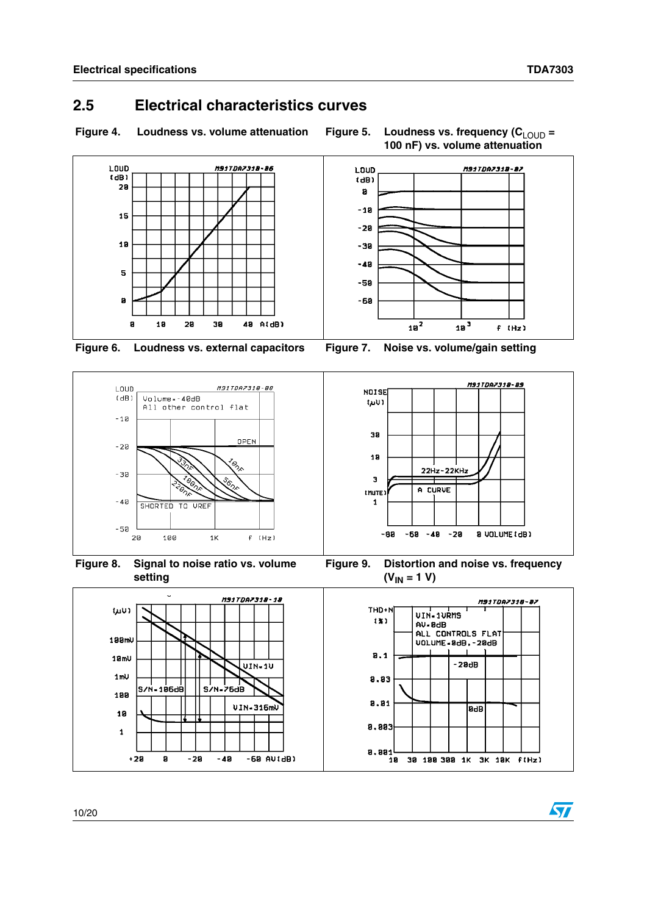## 2.5 Electrical characteristics curves

**Figure 4. Loudness vs. volume attenuation**

**Figure 5. Loudness vs. frequency ($C_{LOUD}$ = 100 nF) vs. volume attenuation**

**Figure 6. Loudness vs. external capacitors**

**Figure 7. Noise vs. volume/gain setting**

**Figure 8. Signal to noise ratio vs. volume setting**

**Figure 9. Distortion and noise vs. frequency ($V_{IN}$ = 1 V)**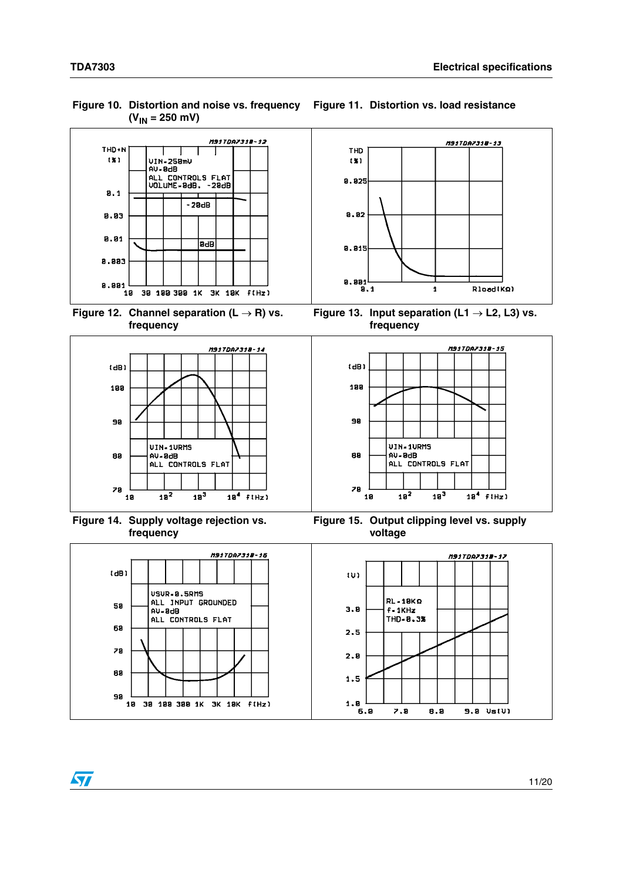Figure 10. Distortion and noise vs. frequency ($V_{IN}$ = 250 mV)

Figure 11. Distortion vs. load resistance

Figure 12. Channel separation (L → R) vs. frequency

Figure 13. Input separation (L1 → L2, L3) vs. frequency

Figure 14. Supply voltage rejection vs. frequency

Figure 15. Output clipping level vs. supply voltage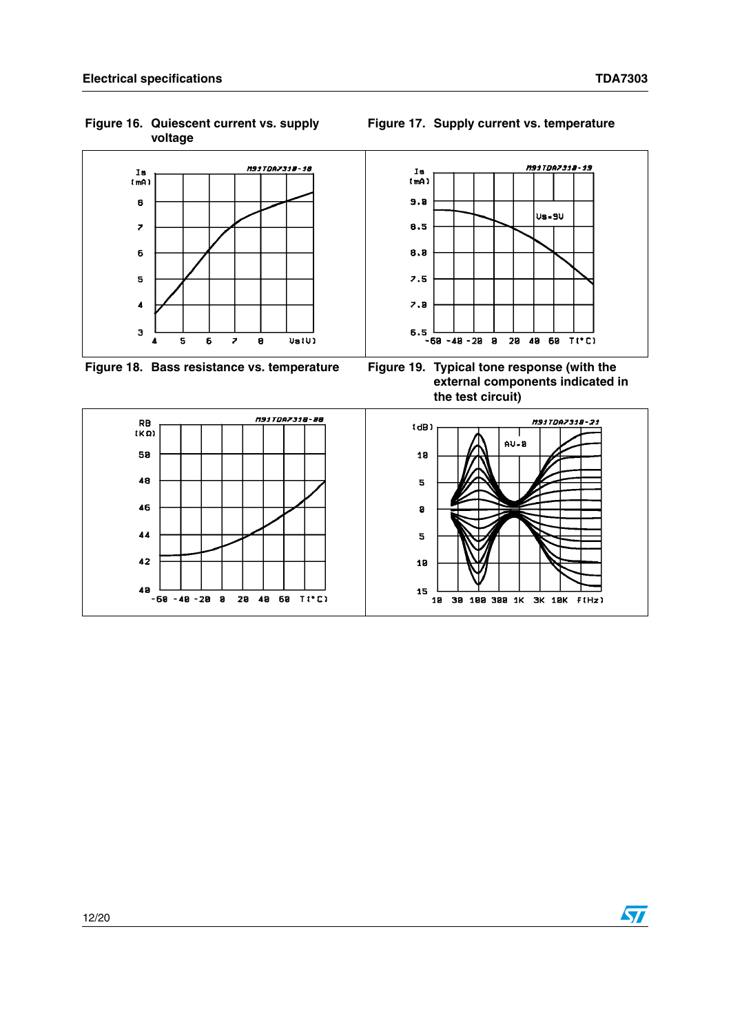Figure 16. Quiescent current vs. supply voltage

Figure 17. Supply current vs. temperature

Figure 18. Bass resistance vs. temperature

Figure 19. Typical tone response (with the external components indicated in the test circuit)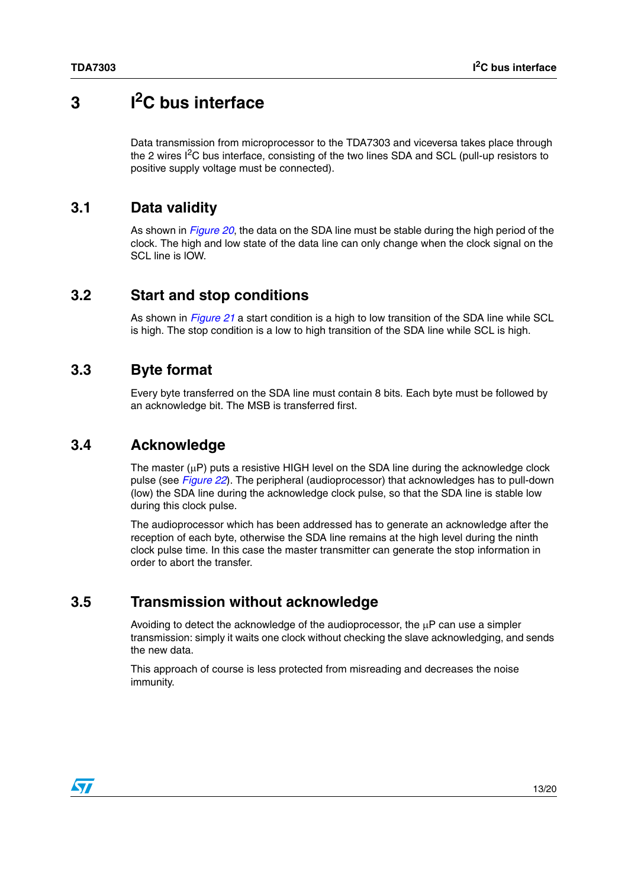# 3 $I^2C$ bus interface

Data transmission from microprocessor to the TDA7303 and viceversa takes place through the 2 wires $I^2C$ bus interface, consisting of the two lines SDA and SCL (pull-up resistors to positive supply voltage must be connected).

## 3.1 Data validity

As shown in *Figure 20*, the data on the SDA line must be stable during the high period of the clock. The high and low state of the data line can only change when the clock signal on the SCL line is lOW.

## 3.2 Start and stop conditions

As shown in *Figure 21* a start condition is a high to low transition of the SDA line while SCL is high. The stop condition is a low to high transition of the SDA line while SCL is high.

## 3.3 Byte format

Every byte transferred on the SDA line must contain 8 bits. Each byte must be followed by an acknowledge bit. The MSB is transferred first.

## 3.4 Acknowledge

The master (μP) puts a resistive HIGH level on the SDA line during the acknowledge clock pulse (see *Figure 22*). The peripheral (audioprocessor) that acknowledges has to pull-down (low) the SDA line during the acknowledge clock pulse, so that the SDA line is stable low during this clock pulse.

The audioprocessor which has been addressed has to generate an acknowledge after the reception of each byte, otherwise the SDA line remains at the high level during the ninth clock pulse time. In this case the master transmitter can generate the stop information in order to abort the transfer.

## 3.5 Transmission without acknowledge

Avoiding to detect the acknowledge of the audioprocessor, the μP can use a simpler transmission: simply it waits one clock without checking the slave acknowledging, and sends the new data.

This approach of course is less protected from misreading and decreases the noise immunity.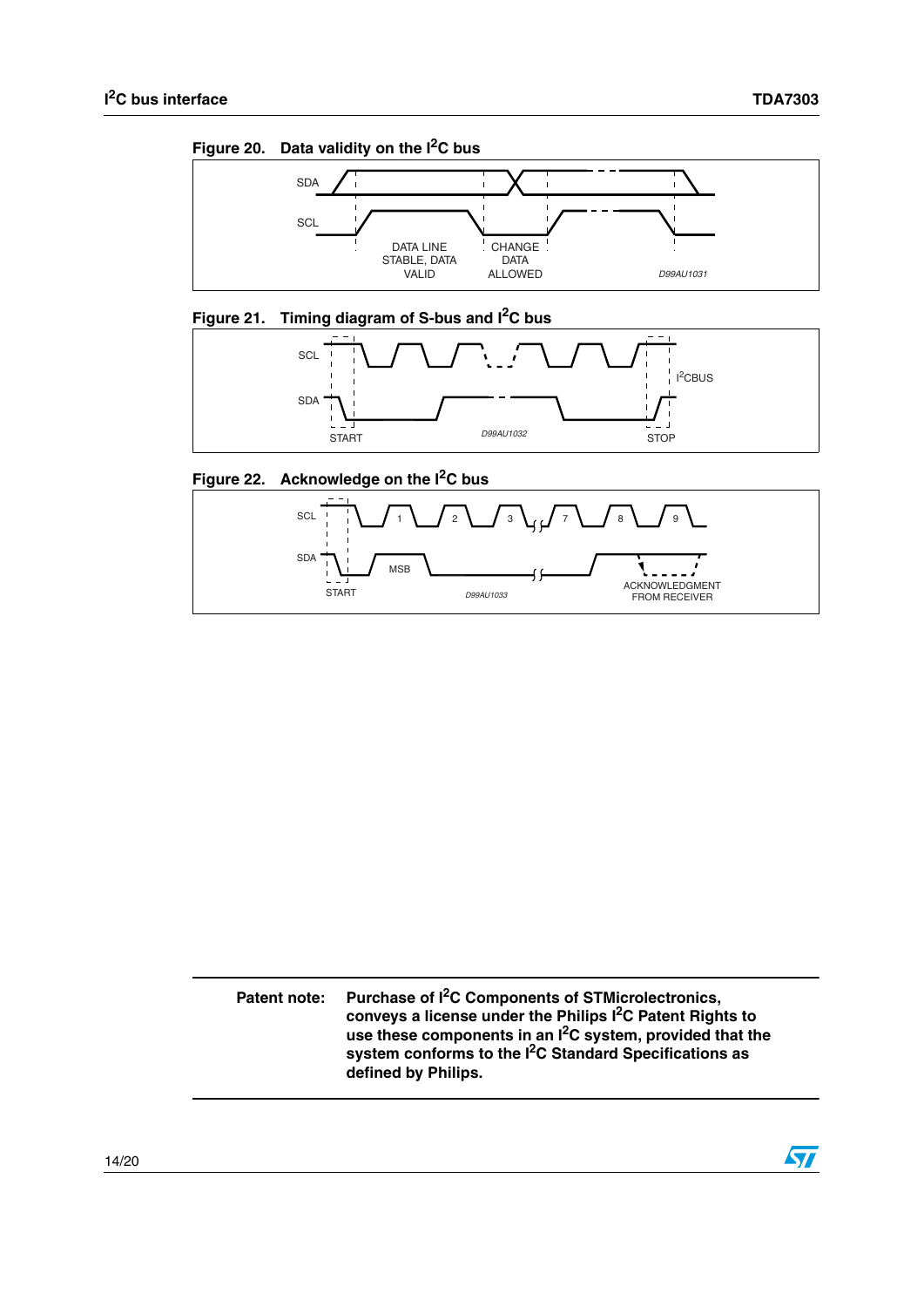**Figure 20. Data validity on the I²C bus**

SDA

SCL

DATA LINE STABLE, DATA VALID

CHANGE DATA ALLOWED

D99AU1031

**Figure 21. Timing diagram of S-bus and I²C bus**

SCL

SDA

I²CBUS

START

D99AU1032

STOP

**Figure 22. Acknowledge on the I²C bus**

SCL

1 2 3 7 8 9

SDA

MSB

START

D99AU1033

ACKNOWLEDGMENT FROM RECEIVER

| **Patent note:** | **Purchase of I²C Components of STMicroelectronics, conveys a license under the Philips I²C Patent Rights to use these components in an I²C system, provided that the system conforms to the I²C Standard Specifications as defined by Philips.** |
|---|---|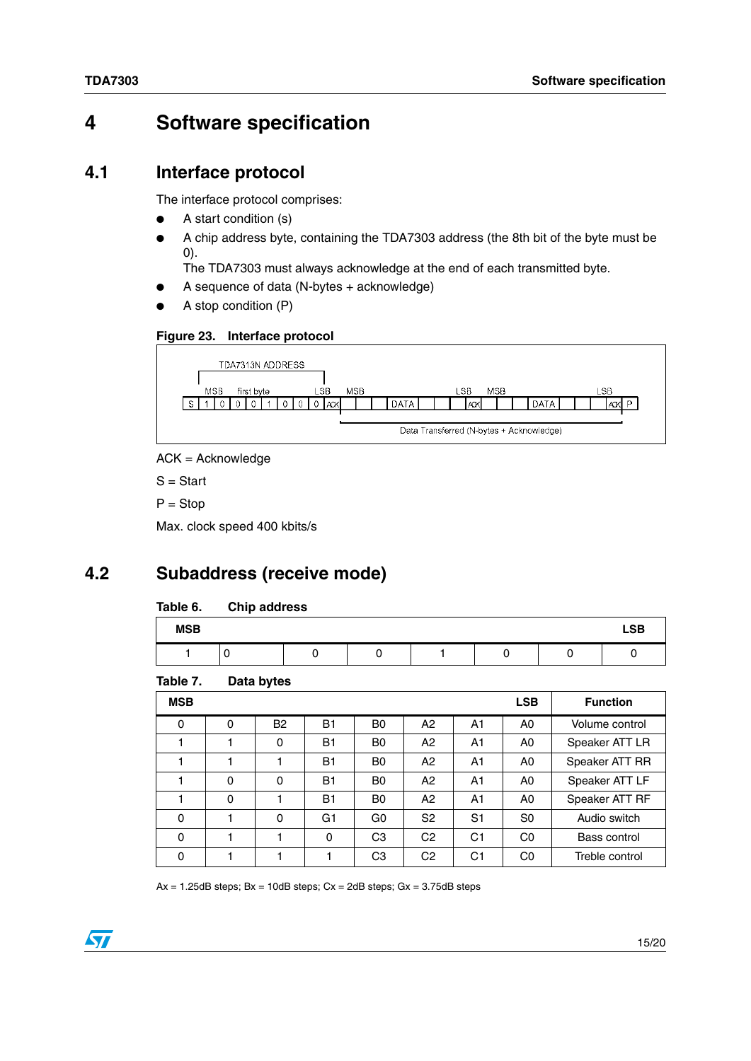# 4 Software specification

## 4.1 Interface protocol

The interface protocol comprises:

- A start condition (s)
- A chip address byte, containing the TDA7303 address (the 8th bit of the byte must be 0).
  The TDA7303 must always acknowledge at the end of each transmitted byte.
- A sequence of data (N-bytes + acknowledge)
- A stop condition (P)

**Figure 23. Interface protocol**

ACK = Acknowledge

S = Start

P = Stop

Max. clock speed 400 kbits/s

## 4.2 Subaddress (receive mode)

**Table 6. Chip address**

| MSB | | | | | | | LSB |
|---|---|---|---|---|---|---|---|
| 1 | 0 | 0 | 0 | 1 | 0 | 0 | 0 |

**Table 7. Data bytes**

| MSB | | | | | | | LSB | Function |
|---|---|---|---|---|---|---|---|---|
| 0 | 0 | B2 | B1 | B0 | A2 | A1 | A0 | Volume control |
| 1 | 1 | 0 | B1 | B0 | A2 | A1 | A0 | Speaker ATT LR |
| 1 | 1 | 1 | B1 | B0 | A2 | A1 | A0 | Speaker ATT RR |
| 1 | 0 | 0 | B1 | B0 | A2 | A1 | A0 | Speaker ATT LF |
| 1 | 0 | 1 | B1 | B0 | A2 | A1 | A0 | Speaker ATT RF |
| 0 | 1 | 0 | G1 | G0 | S2 | S1 | S0 | Audio switch |
| 0 | 1 | 1 | 0 | C3 | C2 | C1 | C0 | Bass control |
| 0 | 1 | 1 | 1 | C3 | C2 | C1 | C0 | Treble control |

Ax = 1.25dB steps; Bx = 10dB steps; Cx = 2dB steps; Gx = 3.75dB steps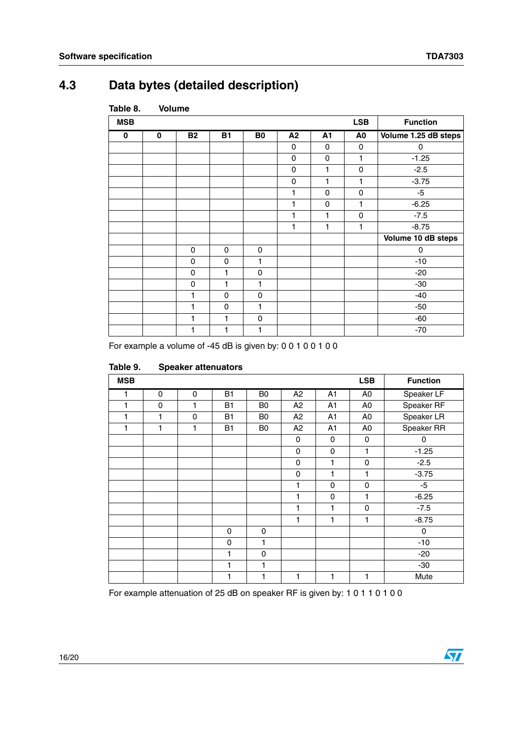## 4.3 Data bytes (detailed description)

Table 8. Volume

| MSB | | | | | | | LSB | Function |
|---|---|---|---|---|---|---|---|---|
| **0** | **0** | **B2** | **B1** | **B0** | **A2** | **A1** | **A0** | **Volume 1.25 dB steps** |
| | | | | | 0 | 0 | 0 | 0 |
| | | | | | 0 | 0 | 1 | -1.25 |
| | | | | | 0 | 1 | 0 | -2.5 |
| | | | | | 0 | 1 | 1 | -3.75 |
| | | | | | 1 | 0 | 0 | -5 |
| | | | | | 1 | 0 | 1 | -6.25 |
| | | | | | 1 | 1 | 0 | -7.5 |
| | | | | | 1 | 1 | 1 | -8.75 |
| | | | | | | | | **Volume 10 dB steps** |
| | | 0 | 0 | 0 | | | | 0 |
| | | 0 | 0 | 1 | | | | -10 |
| | | 0 | 1 | 0 | | | | -20 |
| | | 0 | 1 | 1 | | | | -30 |
| | | 1 | 0 | 0 | | | | -40 |
| | | 1 | 0 | 1 | | | | -50 |
| | | 1 | 1 | 0 | | | | -60 |
| | | 1 | 1 | 1 | | | | -70 |

For example a volume of -45 dB is given by: 0 0 1 0 0 1 0 0

Table 9. Speaker attenuators

| MSB | | | | | | | LSB | Function |
|---|---|---|---|---|---|---|---|---|
| 1 | 0 | 0 | B1 | B0 | A2 | A1 | A0 | Speaker LF |
| 1 | 0 | 1 | B1 | B0 | A2 | A1 | A0 | Speaker RF |
| 1 | 1 | 0 | B1 | B0 | A2 | A1 | A0 | Speaker LR |
| 1 | 1 | 1 | B1 | B0 | A2 | A1 | A0 | Speaker RR |
| | | | | | 0 | 0 | 0 | 0 |
| | | | | | 0 | 0 | 1 | -1.25 |
| | | | | | 0 | 1 | 0 | -2.5 |
| | | | | | 0 | 1 | 1 | -3.75 |
| | | | | | 1 | 0 | 0 | -5 |
| | | | | | 1 | 0 | 1 | -6.25 |
| | | | | | 1 | 1 | 0 | -7.5 |
| | | | | | 1 | 1 | 1 | -8.75 |
| | | | 0 | 0 | | | | 0 |
| | | | 0 | 1 | | | | -10 |
| | | | 1 | 0 | | | | -20 |
| | | | 1 | 1 | | | | -30 |
| | | | 1 | 1 | 1 | 1 | 1 | Mute |

For example attenuation of 25 dB on speaker RF is given by: 1 0 1 1 0 1 0 0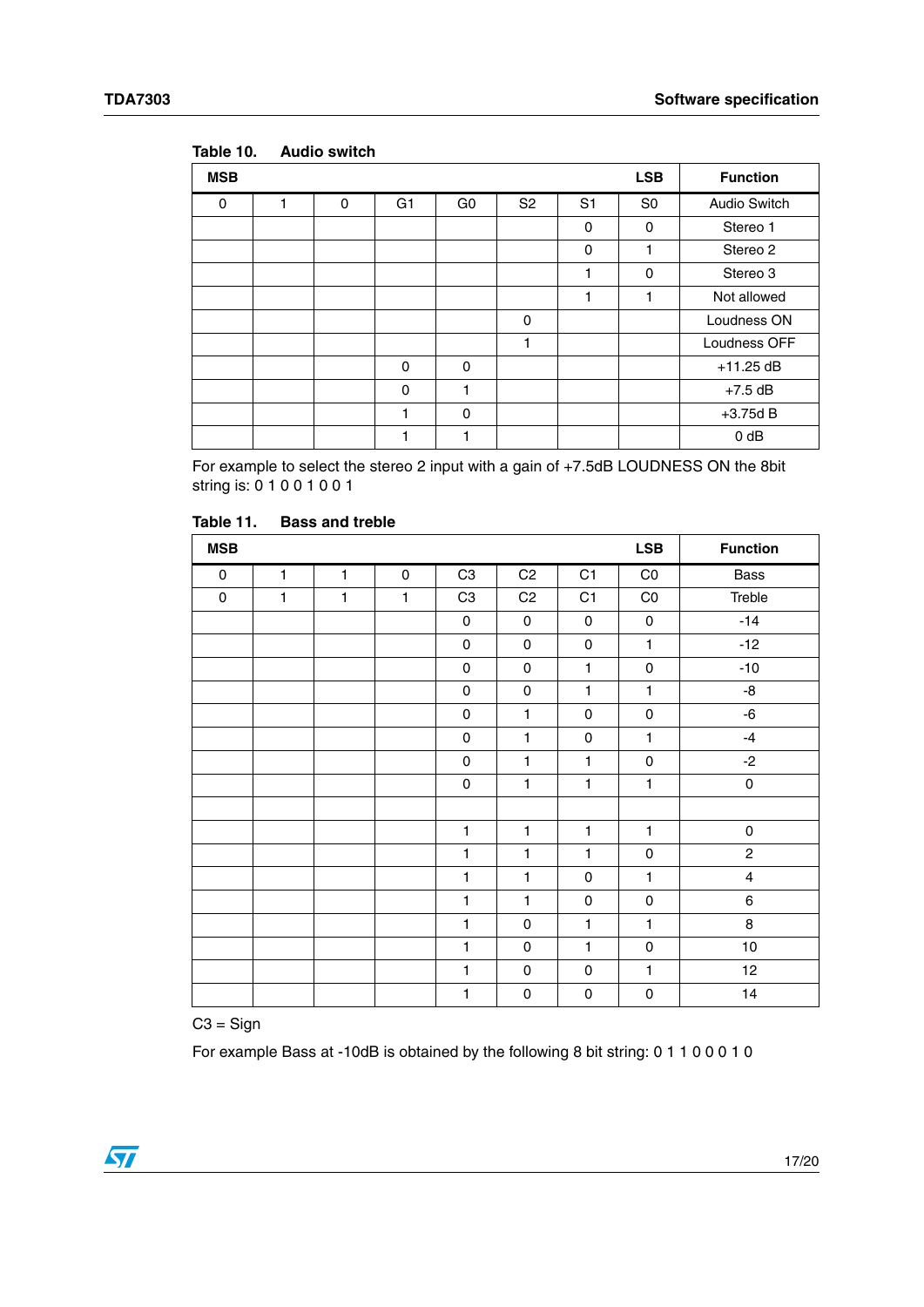Table 10. Audio switch

| MSB | | | | | | | LSB | Function |
|---|---|---|---|---|---|---|---|---|
| 0 | 1 | 0 | G1 | G0 | S2 | S1 | S0 | Audio Switch |
| | | | | | | 0 | 0 | Stereo 1 |
| | | | | | | 0 | 1 | Stereo 2 |
| | | | | | | 1 | 0 | Stereo 3 |
| | | | | | | 1 | 1 | Not allowed |
| | | | | | 0 | | | Loudness ON |
| | | | | | 1 | | | Loudness OFF |
| | | | 0 | 0 | | | | +11.25 dB |
| | | | 0 | 1 | | | | +7.5 dB |
| | | | 1 | 0 | | | | +3.75d B |
| | | | 1 | 1 | | | | 0 dB |

For example to select the stereo 2 input with a gain of +7.5dB LOUDNESS ON the 8bit string is: 0 1 0 0 1 0 0 1

Table 11. Bass and treble

| MSB | | | | | | | LSB | Function |
|---|---|---|---|---|---|---|---|---|
| 0 | 1 | 1 | 0 | C3 | C2 | C1 | C0 | Bass |
| 0 | 1 | 1 | 1 | C3 | C2 | C1 | C0 | Treble |
| | | | | 0 | 0 | 0 | 0 | -14 |
| | | | | 0 | 0 | 0 | 1 | -12 |
| | | | | 0 | 0 | 1 | 0 | -10 |
| | | | | 0 | 0 | 1 | 1 | -8 |
| | | | | 0 | 1 | 0 | 0 | -6 |
| | | | | 0 | 1 | 0 | 1 | -4 |
| | | | | 0 | 1 | 1 | 0 | -2 |
| | | | | 0 | 1 | 1 | 1 | 0 |
| | | | | | | | | |
| | | | | 1 | 1 | 1 | 1 | 0 |
| | | | | 1 | 1 | 1 | 0 | 2 |
| | | | | 1 | 1 | 0 | 1 | 4 |
| | | | | 1 | 1 | 0 | 0 | 6 |
| | | | | 1 | 0 | 1 | 1 | 8 |
| | | | | 1 | 0 | 1 | 0 | 10 |
| | | | | 1 | 0 | 0 | 1 | 12 |
| | | | | 1 | 0 | 0 | 0 | 14 |

C3 = Sign

For example Bass at -10dB is obtained by the following 8 bit string: 0 1 1 0 0 0 1 0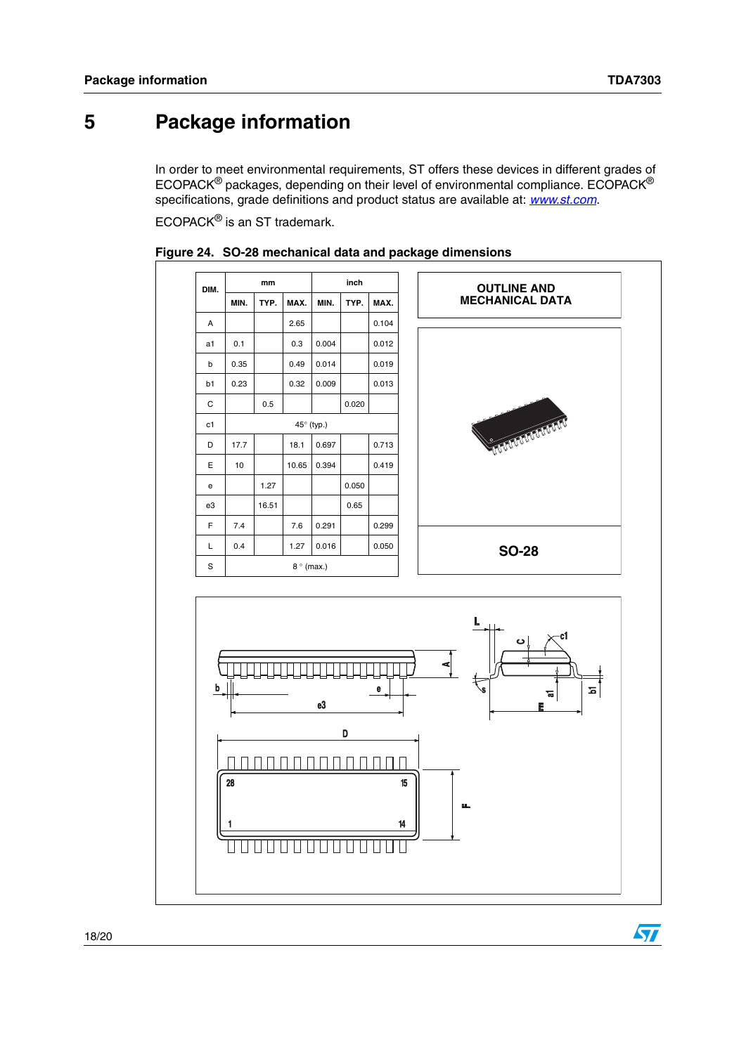# 5 Package information

In order to meet environmental requirements, ST offers these devices in different grades of ECOPACK® packages, depending on their level of environmental compliance. ECOPACK® specifications, grade definitions and product status are available at: *www.st.com*.

ECOPACK® is an ST trademark.

**Figure 24. SO-28 mechanical data and package dimensions**

| DIM. | mm | | | inch | | |
|---|---|---|---|---|---|---|
| | MIN. | TYP. | MAX. | MIN. | TYP. | MAX. |
| A | | | 2.65 | | | 0.104 |
| a1 | 0.1 | | 0.3 | 0.004 | | 0.012 |
| b | 0.35 | | 0.49 | 0.014 | | 0.019 |
| b1 | 0.23 | | 0.32 | 0.009 | | 0.013 |
| C | | 0.5 | | | 0.020 | |
| c1 | 45° (typ.) | | | | | |
| D | 17.7 | | 18.1 | 0.697 | | 0.713 |
| E | 10 | | 10.65 | 0.394 | | 0.419 |
| e | | 1.27 | | | 0.050 | |
| e3 | | 16.51 | | | 0.65 | |
| F | 7.4 | | 7.6 | 0.291 | | 0.299 |
| L | 0.4 | | 1.27 | 0.016 | | 0.050 |
| S | 8° (max.) | | | | | |

**OUTLINE AND MECHANICAL DATA**

**SO-28**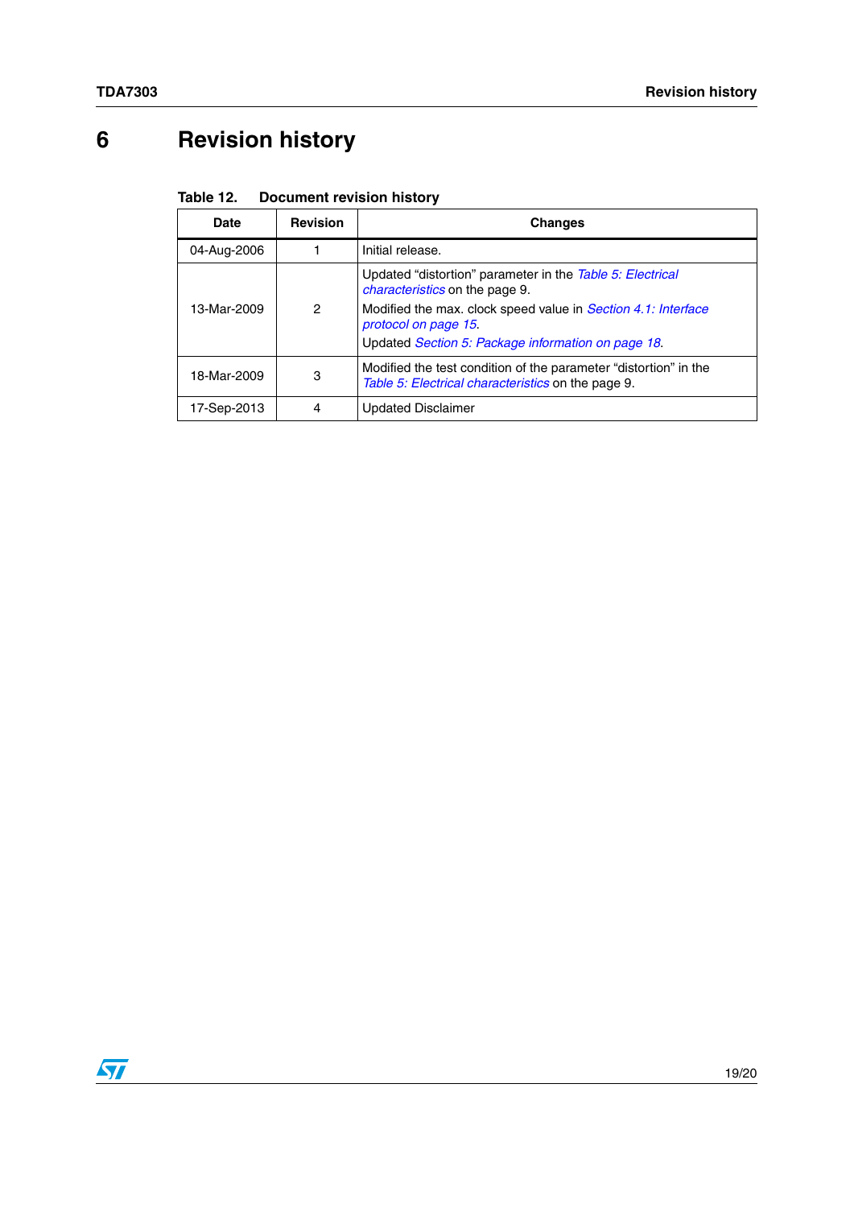# 6 Revision history

**Table 12. Document revision history**

| Date | Revision | Changes |
|---|---|---|
| 04-Aug-2006 | 1 | Initial release. |
| 13-Mar-2009 | 2 | Updated “distortion” parameter in the *Table 5: Electrical characteristics* on the page 9.<br>Modified the max. clock speed value in *Section 4.1: Interface protocol on page 15*.<br>Updated *Section 5: Package information on page 18*. |
| 18-Mar-2009 | 3 | Modified the test condition of the parameter “distortion” in the *Table 5: Electrical characteristics* on the page 9. |
| 17-Sep-2013 | 4 | Updated Disclaimer |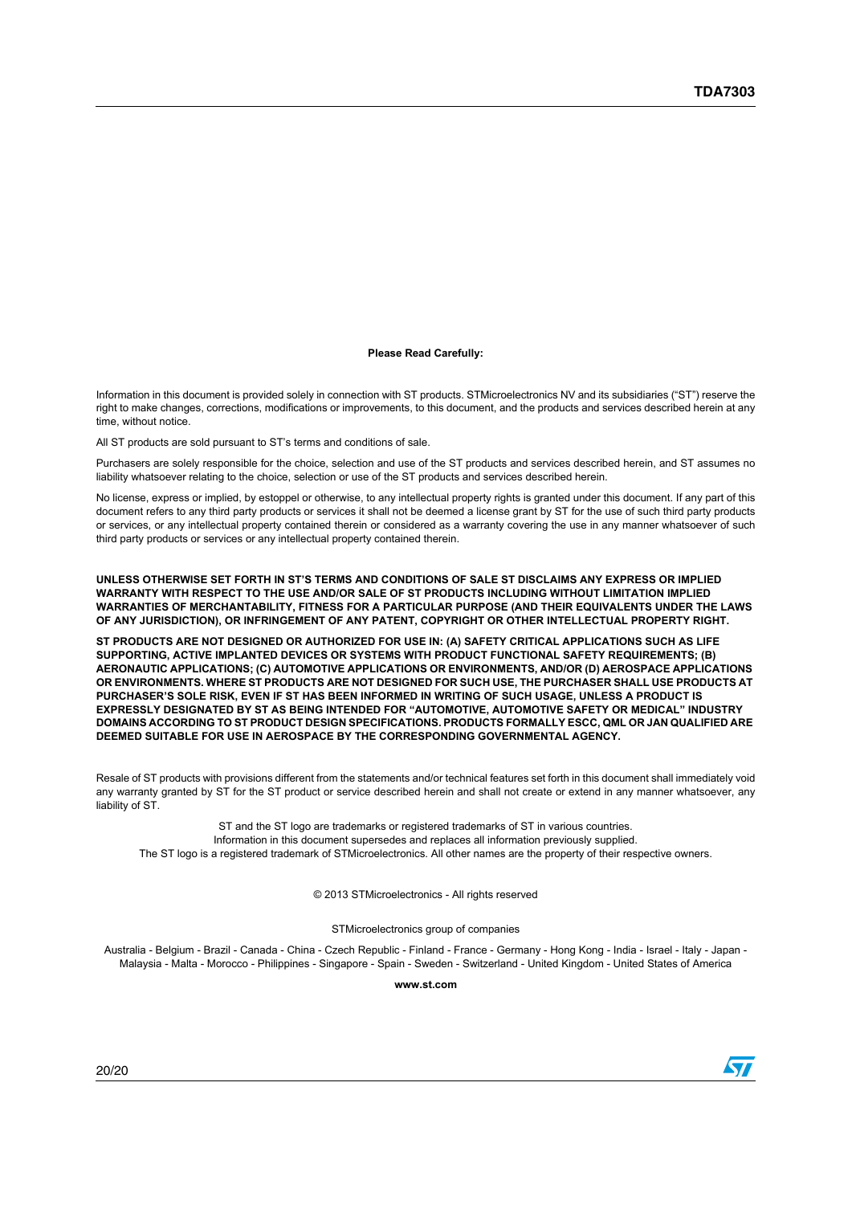**Please Read Carefully:**

Information in this document is provided solely in connection with ST products. STMicroelectronics NV and its subsidiaries ("ST") reserve the right to make changes, corrections, modifications or improvements, to this document, and the products and services described herein at any time, without notice.

All ST products are sold pursuant to ST's terms and conditions of sale.

Purchasers are solely responsible for the choice, selection and use of the ST products and services described herein, and ST assumes no liability whatsoever relating to the choice, selection or use of the ST products and services described herein.

No license, express or implied, by estoppel or otherwise, to any intellectual property rights is granted under this document. If any part of this document refers to any third party products or services it shall not be deemed a license grant by ST for the use of such third party products or services, or any intellectual property contained therein or considered as a warranty covering the use in any manner whatsoever of such third party products or services or any intellectual property contained therein.

**UNLESS OTHERWISE SET FORTH IN ST'S TERMS AND CONDITIONS OF SALE ST DISCLAIMS ANY EXPRESS OR IMPLIED WARRANTY WITH RESPECT TO THE USE AND/OR SALE OF ST PRODUCTS INCLUDING WITHOUT LIMITATION IMPLIED WARRANTIES OF MERCHANTABILITY, FITNESS FOR A PARTICULAR PURPOSE (AND THEIR EQUIVALENTS UNDER THE LAWS OF ANY JURISDICTION), OR INFRINGEMENT OF ANY PATENT, COPYRIGHT OR OTHER INTELLECTUAL PROPERTY RIGHT.**

**ST PRODUCTS ARE NOT DESIGNED OR AUTHORIZED FOR USE IN: (A) SAFETY CRITICAL APPLICATIONS SUCH AS LIFE SUPPORTING, ACTIVE IMPLANTED DEVICES OR SYSTEMS WITH PRODUCT FUNCTIONAL SAFETY REQUIREMENTS; (B) AERONAUTIC APPLICATIONS; (C) AUTOMOTIVE APPLICATIONS OR ENVIRONMENTS, AND/OR (D) AEROSPACE APPLICATIONS OR ENVIRONMENTS. WHERE ST PRODUCTS ARE NOT DESIGNED FOR SUCH USE, THE PURCHASER SHALL USE PRODUCTS AT PURCHASER'S SOLE RISK, EVEN IF ST HAS BEEN INFORMED IN WRITING OF SUCH USAGE, UNLESS A PRODUCT IS EXPRESSLY DESIGNATED BY ST AS BEING INTENDED FOR "AUTOMOTIVE, AUTOMOTIVE SAFETY OR MEDICAL" INDUSTRY DOMAINS ACCORDING TO ST PRODUCT DESIGN SPECIFICATIONS. PRODUCTS FORMALLY ESCC, QML OR JAN QUALIFIED ARE DEEMED SUITABLE FOR USE IN AEROSPACE BY THE CORRESPONDING GOVERNMENTAL AGENCY.**

Resale of ST products with provisions different from the statements and/or technical features set forth in this document shall immediately void any warranty granted by ST for the ST product or service described herein and shall not create or extend in any manner whatsoever, any liability of ST.

ST and the ST logo are trademarks or registered trademarks of ST in various countries.
Information in this document supersedes and replaces all information previously supplied.
The ST logo is a registered trademark of STMicroelectronics. All other names are the property of their respective owners.

© 2013 STMicroelectronics - All rights reserved

STMicroelectronics group of companies

Australia - Belgium - Brazil - Canada - China - Czech Republic - Finland - France - Germany - Hong Kong - India - Israel - Italy - Japan - Malaysia - Malta - Morocco - Philippines - Singapore - Spain - Sweden - Switzerland - United Kingdom - United States of America

**www.st.com**